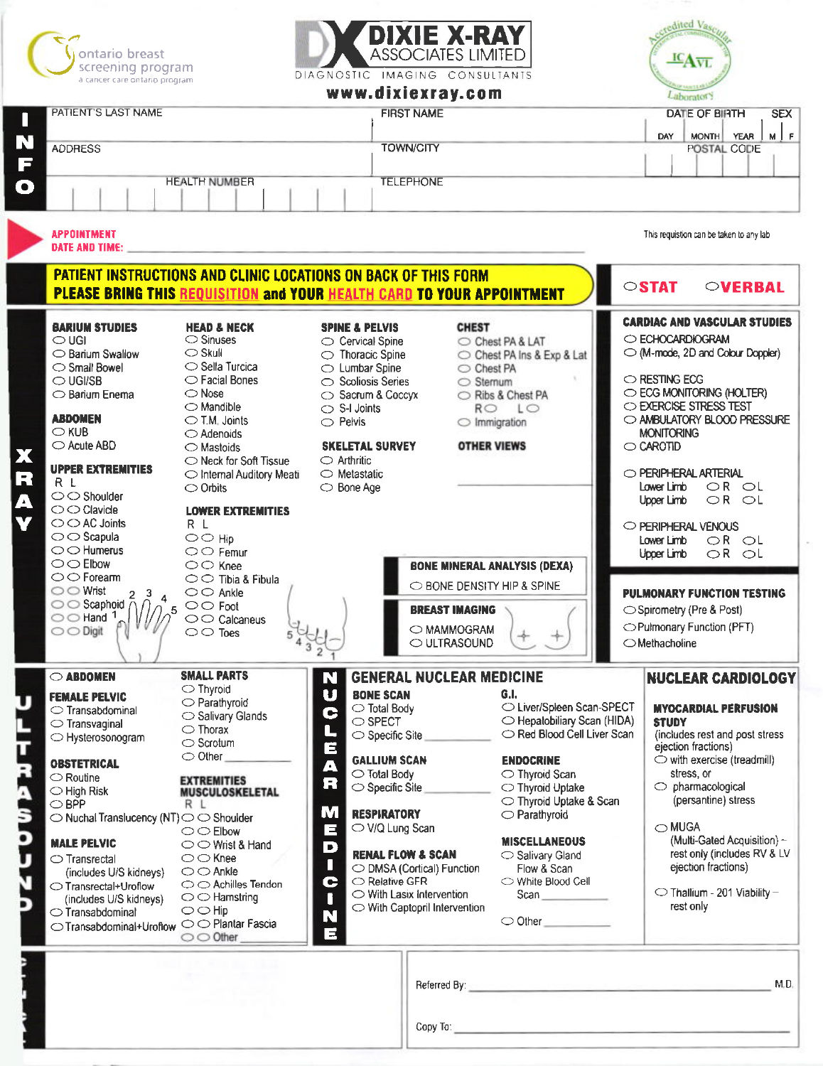ontario breast screening program
a cancer care ontario program

# DIXIE X-RAY ASSOCIATES LIMITED

DIAGNOSTIC IMAGING CONSULTANTS

**www.dixiexray.com**

Accredited Vascular Laboratory — ICAVL

## INFO

| PATIENT'S LAST NAME | FIRST NAME | DATE OF BIRTH (DAY / MONTH / YEAR) | SEX (M / F) |
|---|---|---|---|
| ADDRESS | TOWN/CITY | POSTAL CODE | |
| HEALTH NUMBER | TELEPHONE | | |

**APPOINTMENT DATE AND TIME:** ______________________

This requistion can be taken to any lab

**PATIENT INSTRUCTIONS AND CLINIC LOCATIONS ON BACK OF THIS FORM**
**PLEASE BRING THIS REQUISITION and YOUR HEALTH CARD TO YOUR APPOINTMENT**

○ **STAT** ○ **VERBAL**

## X RAY

**BARIUM STUDIES**
- ○ UGI
- ○ Barium Swallow
- ○ Small Bowel
- ○ UGI/SB
- ○ Barium Enema

**ABDOMEN**
- ○ KUB
- ○ Acute ABD

**UPPER EXTREMITIES** (R L)
- ○ ○ Shoulder
- ○ ○ Clavicle
- ○ ○ AC Joints
- ○ ○ Scapula
- ○ ○ Humerus
- ○ ○ Elbow
- ○ ○ Forearm
- ○ ○ Wrist
- ○ ○ Scaphoid
- ○ ○ Hand
- ○ ○ Digit

(hand diagram with digits 1, 2, 3, 4, 5)

**HEAD & NECK**
- ○ Sinuses
- ○ Skull
- ○ Sella Turcica
- ○ Facial Bones
- ○ Nose
- ○ Mandible
- ○ T.M. Joints
- ○ Adenoids
- ○ Mastoids
- ○ Neck for Soft Tissue
- ○ Internal Auditory Meati
- ○ Orbits

**LOWER EXTREMETIES** (R L)
- ○ ○ Hip
- ○ ○ Femur
- ○ ○ Knee
- ○ ○ Tibia & Fibula
- ○ ○ Ankle
- ○ ○ Foot
- ○ ○ Calcaneus
- ○ ○ Toes

(foot diagram with toes 5, 4, 3, 2, 1)

**SPINE & PELVIS**
- ○ Cervical Spine
- ○ Thoracic Spine
- ○ Lumbar Spine
- ○ Scoliosis Series
- ○ Sacrum & Coccyx
- ○ S-I Joints
- ○ Pelvis

**SKELETAL SURVEY**
- ○ Arthritic
- ○ Metastatic
- ○ Bone Age

**CHEST**
- ○ Chest PA & LAT
- ○ Chest PA Ins & Exp & Lat
- ○ Chest PA
- ○ Sternum
- ○ Ribs & Chest PA
  R ○ L ○
- ○ Immigration

**OTHER VIEWS**
______________________

**BONE MINERAL ANALYSIS (DEXA)**
- ○ BONE DENSITY HIP & SPINE

**BREAST IMAGING**
- ○ MAMMOGRAM
- ○ ULTRASOUND

**CARDIAC AND VASCULAR STUDIES**
- ○ ECHOCARDIOGRAM
- ○ (M-mode, 2D and Colour Doppler)
- ○ RESTING ECG
- ○ ECG MONITORING (HOLTER)
- ○ EXERCISE STRESS TEST
- ○ AMBULATORY BLOOD PRESSURE MONITORING
- ○ CAROTID
- ○ PERIPHERAL ARTERIAL
  - Lower Limb ○ R ○ L
  - Upper Limb ○ R ○ L
- ○ PERIPHERAL VENOUS
  - Lower Limb ○ R ○ L
  - Upper Limb ○ R ○ L

**PULMONARY FUNCTION TESTING**
- ○ Spirometry (Pre & Post)
- ○ Pulmonary Function (PFT)
- ○ Methacholine

## ULTRASOUND

- ○ **ABDOMEN**

**FEMALE PELVIC**
- ○ Transabdominal
- ○ Transvaginal
- ○ Hysterosonogram

**OBSTETRICAL**
- ○ Routine
- ○ High Risk
- ○ BPP
- ○ Nuchal Translucency (NT)

**MALE PELVIC**
- ○ Transrectal (includes U/S kidneys)
- ○ Transrectal+Uroflow (includes U/S kidneys)
- ○ Transabdominal
- ○ Transabdominal+Uroflow

**SMALL PARTS**
- ○ Thyroid
- ○ Parathyroid
- ○ Salivary Glands
- ○ Thorax
- ○ Scrotum
- ○ Other ______

**EXTREMITIES MUSCULOSKELETAL** (R L)
- ○ ○ Shoulder
- ○ ○ Elbow
- ○ ○ Wrist & Hand
- ○ ○ Knee
- ○ ○ Ankle
- ○ ○ Achilles Tendon
- ○ ○ Hamstring
- ○ ○ Hip
- ○ ○ Plantar Fascia
- ○ ○ Other ______

## NUCLEAR MEDICINE

### GENERAL NUCLEAR MEDICINE

**BONE SCAN**
- ○ Total Body
- ○ SPECT
- ○ Specific Site ______

**GALLIUM SCAN**
- ○ Total Body
- ○ Specific Site ______

**RESPIRATORY**
- ○ V/Q Lung Scan

**RENAL FLOW & SCAN**
- ○ DMSA (Cortical) Function
- ○ Relative GFR
- ○ With Lasix Intervention
- ○ With Captopril Intervention

**G.I.**
- ○ Liver/Spleen Scan-SPECT
- ○ Hepatobiliary Scan (HIDA)
- ○ Red Blood Cell Liver Scan

**ENDOCRINE**
- ○ Thyroid Scan
- ○ Thyroid Uptake
- ○ Thyroid Uptake & Scan
- ○ Parathyroid

**MISCELLANEOUS**
- ○ Salivary Gland Flow & Scan
- ○ White Blood Cell Scan ______
- ○ Other ______

### NUCLEAR CARDIOLOGY

**MYOCARDIAL PERFUSION STUDY**
(includes rest and post stress ejection fractions)
- ○ with exercise (treadmill) stress, or
- ○ pharmacological (persantine) stress
- ○ MUGA (Multi-Gated Acquisition) - rest only (includes RV & LV ejection fractions)
- ○ Thallium - 201 Viability - rest only

Referred By: ______________________ M.D.

Copy To: ______________________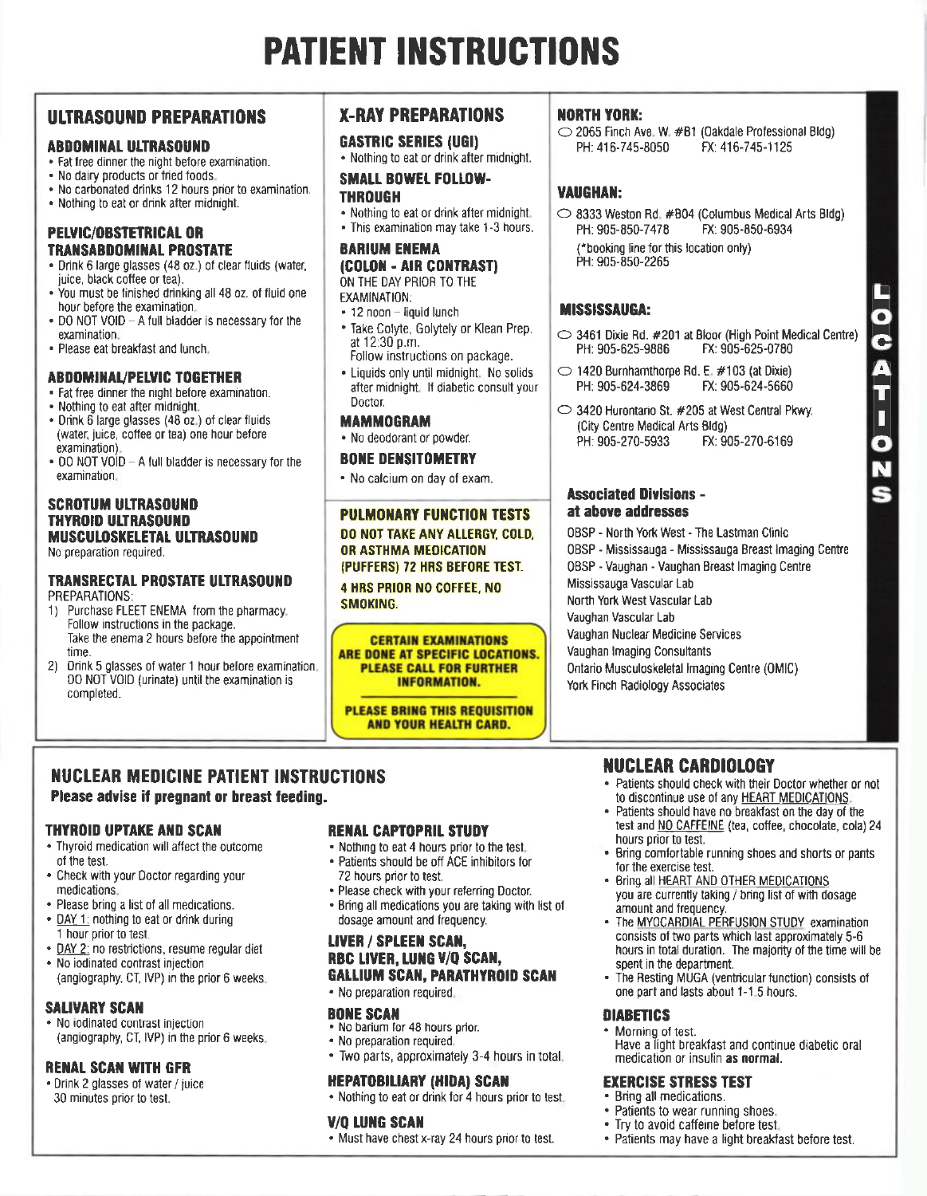# PATIENT INSTRUCTIONS

## ULTRASOUND PREPARATIONS

### ABDOMINAL ULTRASOUND

- Fat free dinner the night before examination.
- No dairy products or fried foods.
- No carbonated drinks 12 hours prior to examination.
- Nothing to eat or drink after midnight.

### PELVIC/OBSTETRICAL OR TRANSABDOMINAL PROSTATE

- Drink 6 large glasses (48 oz.) of clear fluids (water, juice, black coffee or tea).
- You must be finished drinking all 48 oz. of fluid one hour before the examination.
- DO NOT VOID – A full bladder is necessary for the examination.
- Please eat breakfast and lunch.

### ABDOMINAL/PELVIC TOGETHER

- Fat free dinner the night before examination.
- Nothing to eat after midnight.
- Drink 6 large glasses (48 oz.) of clear fluids (water, juice, coffee or tea) one hour before examination).
- DO NOT VOID – A full bladder is necessary for the examination.

### SCROTUM ULTRASOUND
### THYROID ULTRASOUND
### MUSCULOSKELETAL ULTRASOUND

No preparation required.

### TRANSRECTAL PROSTATE ULTRASOUND

PREPARATIONS:

1) Purchase FLEET ENEMA from the pharmacy. Follow instructions in the package. Take the enema 2 hours before the appointment time.
2) Drink 5 glasses of water 1 hour before examination. DO NOT VOID (urinate) until the examination is completed.

## X-RAY PREPARATIONS

### GASTRIC SERIES (UGI)

- Nothing to eat or drink after midnight.

### SMALL BOWEL FOLLOW-THROUGH

- Nothing to eat or drink after midnight.
- This examination may take 1-3 hours.

### BARIUM ENEMA (COLON - AIR CONTRAST)

ON THE DAY PRIOR TO THE EXAMINATION:

- 12 noon – liquid lunch
- Take Colyte, Golytely or Klean Prep. at 12:30 p.m. Follow instructions on package.
- Liquids only until midnight. No solids after midnight. If diabetic consult your Doctor.

### MAMMOGRAM

- No deodorant or powder.

### BONE DENSITOMETRY

- No calcium on day of exam.

### PULMONARY FUNCTION TESTS

**DO NOT TAKE ANY ALLERGY, COLD, OR ASTHMA MEDICATION (PUFFERS) 72 HRS BEFORE TEST.**

**4 HRS PRIOR NO COFFEE, NO SMOKING.**

**CERTAIN EXAMINATIONS ARE DONE AT SPECIFIC LOCATIONS. PLEASE CALL FOR FURTHER INFORMATION.**

**PLEASE BRING THIS REQUISITION AND YOUR HEALTH CARD.**

## LOCATIONS

### NORTH YORK:

- 2065 Finch Ave. W. #B1 (Oakdale Professional Bldg)
  PH: 416-745-8050 FX: 416-745-1125

### VAUGHAN:

- 8333 Weston Rd. #804 (Columbus Medical Arts Bldg)
  PH: 905-850-7478 FX: 905-850-6934
  (*booking line for this location only)
  PH: 905-850-2265

### MISSISSAUGA:

- 3461 Dixie Rd. #201 at Bloor (High Point Medical Centre)
  PH: 905-625-9886 FX: 905-625-0780
- 1420 Burnhamthorpe Rd. E. #103 (at Dixie)
  PH: 905-624-3869 FX: 905-624-5660
- 3420 Hurontario St. #205 at West Central Pkwy. (City Centre Medical Arts Bldg)
  PH: 905-270-5933 FX: 905-270-6169

### Associated Divisions - at above addresses

OBSP - North York West - The Lastman Clinic
OBSP - Mississauga - Mississauga Breast Imaging Centre
OBSP - Vaughan - Vaughan Breast Imaging Centre
Mississauga Vascular Lab
North York West Vascular Lab
Vaughan Vascular Lab
Vaughan Nuclear Medicine Services
Vaughan Imaging Consultants
Ontario Musculoskeletal Imaging Centre (OMIC)
York Finch Radiology Associates

## NUCLEAR MEDICINE PATIENT INSTRUCTIONS

**Please advise if pregnant or breast feeding.**

### THYROID UPTAKE AND SCAN

- Thyroid medication will affect the outcome of the test.
- Check with your Doctor regarding your medications.
- Please bring a list of all medications.
- DAY 1: nothing to eat or drink during 1 hour prior to test.
- DAY 2: no restrictions, resume regular diet
- No iodinated contrast injection (angiography, CT, IVP) in the prior 6 weeks.

### SALIVARY SCAN

- No iodinated contrast injection (angiography, CT, IVP) in the prior 6 weeks.

### RENAL SCAN WITH GFR

- Drink 2 glasses of water / juice 30 minutes prior to test.

### RENAL CAPTOPRIL STUDY

- Nothing to eat 4 hours prior to the test.
- Patients should be off ACE inhibitors for 72 hours prior to test.
- Please check with your referring Doctor.
- Bring all medications you are taking with list of dosage amount and frequency.

### LIVER / SPLEEN SCAN, RBC LIVER, LUNG V/Q SCAN, GALLIUM SCAN, PARATHYROID SCAN

- No preparation required.

### BONE SCAN

- No barium for 48 hours prior.
- No preparation required.
- Two parts, approximately 3-4 hours in total.

### HEPATOBILIARY (HIDA) SCAN

- Nothing to eat or drink for 4 hours prior to test.

### V/Q LUNG SCAN

- Must have chest x-ray 24 hours prior to test.

## NUCLEAR CARDIOLOGY

- Patients should check with their Doctor whether or not to discontinue use of any HEART MEDICATIONS.
- Patients should have no breakfast on the day of the test and NO CAFFEINE (tea, coffee, chocolate, cola) 24 hours prior to test.
- Bring comfortable running shoes and shorts or pants for the exercise test.
- Bring all HEART AND OTHER MEDICATIONS you are currently taking / bring list of with dosage amount and frequency.
- The MYOCARDIAL PERFUSION STUDY examination consists of two parts which last approximately 5-6 hours in total duration. The majority of the time will be spent in the department.
- The Resting MUGA (ventricular function) consists of one part and lasts about 1-1.5 hours.

### DIABETICS

- Morning of test.
  Have a light breakfast and continue diabetic oral medication or insulin **as normal.**

### EXERCISE STRESS TEST

- Bring all medications.
- Patients to wear running shoes.
- Try to avoid caffeine before test.
- Patients may have a light breakfast before test.